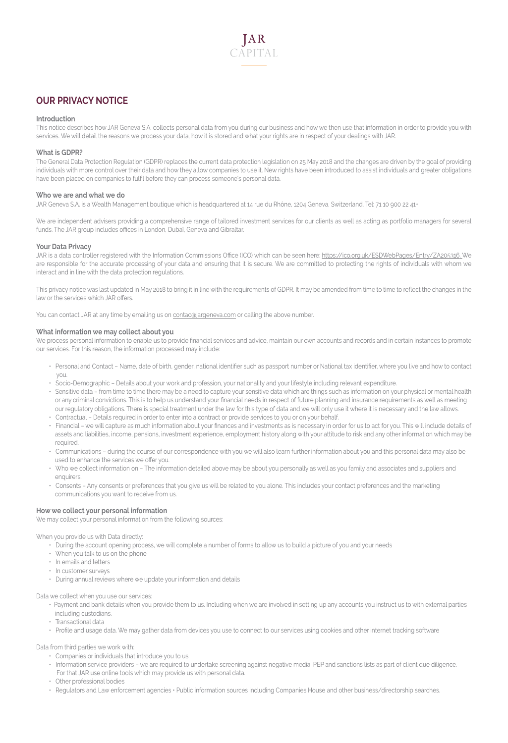JAR
CAPITAL

# OUR PRIVACY NOTICE

### Introduction

This notice describes how JAR Geneva S.A. collects personal data from you during our business and how we then use that information in order to provide you with services. We will detail the reasons we process your data, how it is stored and what your rights are in respect of your dealings with JAR.

### What is GDPR?

The General Data Protection Regulation (GDPR) replaces the current data protection legislation on 25 May 2018 and the changes are driven by the goal of providing individuals with more control over their data and how they allow companies to use it. New rights have been introduced to assist individuals and greater obligations have been placed on companies to fulfil before they can process someone's personal data.

### Who we are and what we do

JAR Geneva S.A. is a Wealth Management boutique which is headquartered at 14 rue du Rhône, 1204 Geneva, Switzerland, Tel: 71 10 900 22 41+

We are independent advisers providing a comprehensive range of tailored investment services for our clients as well as acting as portfolio managers for several funds. The JAR group includes offices in London, Dubai, Geneva and Gibraltar.

### Your Data Privacy

JAR is a data controller registered with the Information Commissions Office (ICO) which can be seen here: https://ico.org.uk/ESDWebPages/Entry/ZA205316. We are responsible for the accurate processing of your data and ensuring that it is secure. We are committed to protecting the rights of individuals with whom we interact and in line with the data protection regulations.

This privacy notice was last updated in May 2018 to bring it in line with the requirements of GDPR. It may be amended from time to time to reflect the changes in the law or the services which JAR offers.

You can contact JAR at any time by emailing us on contac@jargeneva.com or calling the above number.

### What information we may collect about you

We process personal information to enable us to provide financial services and advice, maintain our own accounts and records and in certain instances to promote our services. For this reason, the information processed may include:

- Personal and Contact – Name, date of birth, gender, national identifier such as passport number or National tax identifier, where you live and how to contact you.
- Socio-Demographic – Details about your work and profession, your nationality and your lifestyle including relevant expenditure.
- Sensitive data – from time to time there may be a need to capture your sensitive data which are things such as information on your physical or mental health or any criminal convictions. This is to help us understand your financial needs in respect of future planning and insurance requirements as well as meeting our regulatory obligations. There is special treatment under the law for this type of data and we will only use it where it is necessary and the law allows.
- Contractual – Details required in order to enter into a contract or provide services to you or on your behalf.
- Financial – we will capture as much information about your finances and investments as is necessary in order for us to act for you. This will include details of assets and liabilities, income, pensions, investment experience, employment history along with your attitude to risk and any other information which may be required.
- Communications – during the course of our correspondence with you we will also learn further information about you and this personal data may also be used to enhance the services we offer you.
- Who we collect information on – The information detailed above may be about you personally as well as you family and associates and suppliers and enquirers.
- Consents – Any consents or preferences that you give us will be related to you alone. This includes your contact preferences and the marketing communications you want to receive from us.

### How we collect your personal information

We may collect your personal information from the following sources:

When you provide us with Data directly:

- During the account opening process, we will complete a number of forms to allow us to build a picture of you and your needs
- When you talk to us on the phone
- In emails and letters
- In customer surveys
- During annual reviews where we update your information and details

Data we collect when you use our services:

- Payment and bank details when you provide them to us. Including when we are involved in setting up any accounts you instruct us to with external parties including custodians.
- Transactional data
- Profile and usage data. We may gather data from devices you use to connect to our services using cookies and other internet tracking software

Data from third parties we work with:

- Companies or individuals that introduce you to us
- Information service providers – we are required to undertake screening against negative media, PEP and sanctions lists as part of client due diligence. For that JAR use online tools which may provide us with personal data.
- Other professional bodies
- Regulators and Law enforcement agencies • Public information sources including Companies House and other business/directorship searches.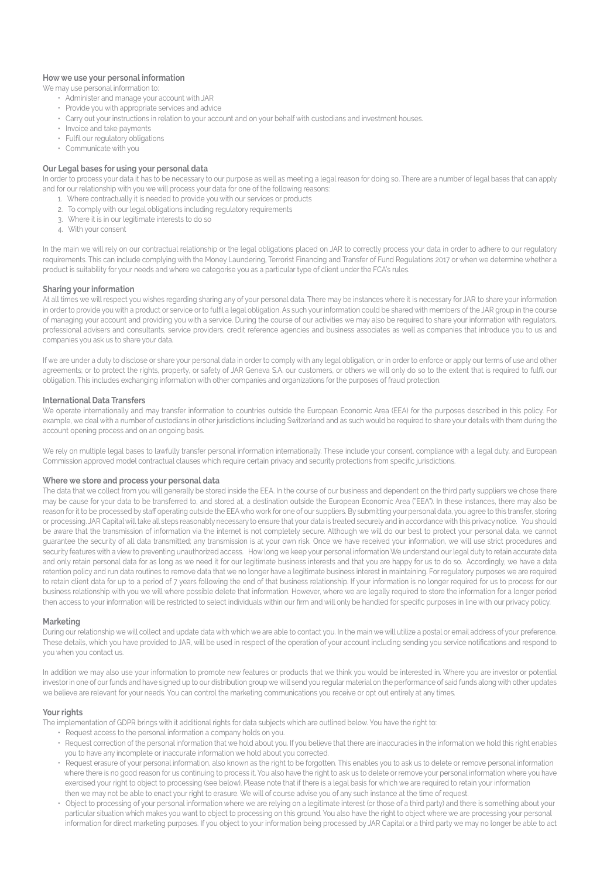### How we use your personal information

We may use personal information to:

- Administer and manage your account with JAR
- Provide you with appropriate services and advice
- Carry out your instructions in relation to your account and on your behalf with custodians and investment houses.
- Invoice and take payments
- Fulfil our regulatory obligations
- Communicate with you

### Our Legal bases for using your personal data

In order to process your data it has to be necessary to our purpose as well as meeting a legal reason for doing so. There are a number of legal bases that can apply and for our relationship with you we will process your data for one of the following reasons:

1. Where contractually it is needed to provide you with our services or products
2. To comply with our legal obligations including regulatory requirements
3. Where it is in our legitimate interests to do so
4. With your consent

In the main we will rely on our contractual relationship or the legal obligations placed on JAR to correctly process your data in order to adhere to our regulatory requirements. This can include complying with the Money Laundering, Terrorist Financing and Transfer of Fund Regulations 2017 or when we determine whether a product is suitability for your needs and where we categorise you as a particular type of client under the FCA's rules.

### Sharing your information

At all times we will respect you wishes regarding sharing any of your personal data. There may be instances where it is necessary for JAR to share your information in order to provide you with a product or service or to fulfil a legal obligation. As such your information could be shared with members of the JAR group in the course of managing your account and providing you with a service. During the course of our activities we may also be required to share your information with regulators, professional advisers and consultants, service providers, credit reference agencies and business associates as well as companies that introduce you to us and companies you ask us to share your data.

If we are under a duty to disclose or share your personal data in order to comply with any legal obligation, or in order to enforce or apply our terms of use and other agreements; or to protect the rights, property, or safety of JAR Geneva S.A. our customers, or others we will only do so to the extent that is required to fulfil our obligation. This includes exchanging information with other companies and organizations for the purposes of fraud protection.

### International Data Transfers

We operate internationally and may transfer information to countries outside the European Economic Area (EEA) for the purposes described in this policy. For example, we deal with a number of custodians in other jurisdictions including Switzerland and as such would be required to share your details with them during the account opening process and on an ongoing basis.

We rely on multiple legal bases to lawfully transfer personal information internationally. These include your consent, compliance with a legal duty, and European Commission approved model contractual clauses which require certain privacy and security protections from specific jurisdictions.

### Where we store and process your personal data

The data that we collect from you will generally be stored inside the EEA. In the course of our business and dependent on the third party suppliers we chose there may be cause for your data to be transferred to, and stored at, a destination outside the European Economic Area ("EEA"). In these instances, there may also be reason for it to be processed by staff operating outside the EEA who work for one of our suppliers. By submitting your personal data, you agree to this transfer, storing or processing. JAR Capital will take all steps reasonably necessary to ensure that your data is treated securely and in accordance with this privacy notice. You should be aware that the transmission of information via the internet is not completely secure. Although we will do our best to protect your personal data, we cannot guarantee the security of all data transmitted; any transmission is at your own risk. Once we have received your information, we will use strict procedures and security features with a view to preventing unauthorized access. How long we keep your personal information We understand our legal duty to retain accurate data and only retain personal data for as long as we need it for our legitimate business interests and that you are happy for us to do so. Accordingly, we have a data retention policy and run data routines to remove data that we no longer have a legitimate business interest in maintaining. For regulatory purposes we are required to retain client data for up to a period of 7 years following the end of that business relationship. If your information is no longer required for us to process for our business relationship with you we will where possible delete that information. However, where we are legally required to store the information for a longer period then access to your information will be restricted to select individuals within our firm and will only be handled for specific purposes in line with our privacy policy.

### Marketing

During our relationship we will collect and update data with which we are able to contact you. In the main we will utilize a postal or email address of your preference. These details, which you have provided to JAR, will be used in respect of the operation of your account including sending you service notifications and respond to you when you contact us.

In addition we may also use your information to promote new features or products that we think you would be interested in. Where you are investor or potential investor in one of our funds and have signed up to our distribution group we will send you regular material on the performance of said funds along with other updates we believe are relevant for your needs. You can control the marketing communications you receive or opt out entirely at any times.

### Your rights

The implementation of GDPR brings with it additional rights for data subjects which are outlined below. You have the right to:

- Request access to the personal information a company holds on you.
- Request correction of the personal information that we hold about you. If you believe that there are inaccuracies in the information we hold this right enables you to have any incomplete or inaccurate information we hold about you corrected.
- Request erasure of your personal information, also known as the right to be forgotten. This enables you to ask us to delete or remove personal information where there is no good reason for us continuing to process it. You also have the right to ask us to delete or remove your personal information where you have exercised your right to object to processing (see below). Please note that if there is a legal basis for which we are required to retain your information then we may not be able to enact your right to erasure. We will of course advise you of any such instance at the time of request.
- Object to processing of your personal information where we are relying on a legitimate interest (or those of a third party) and there is something about your particular situation which makes you want to object to processing on this ground. You also have the right to object where we are processing your personal information for direct marketing purposes. If you object to your information being processed by JAR Capital or a third party we may no longer be able to act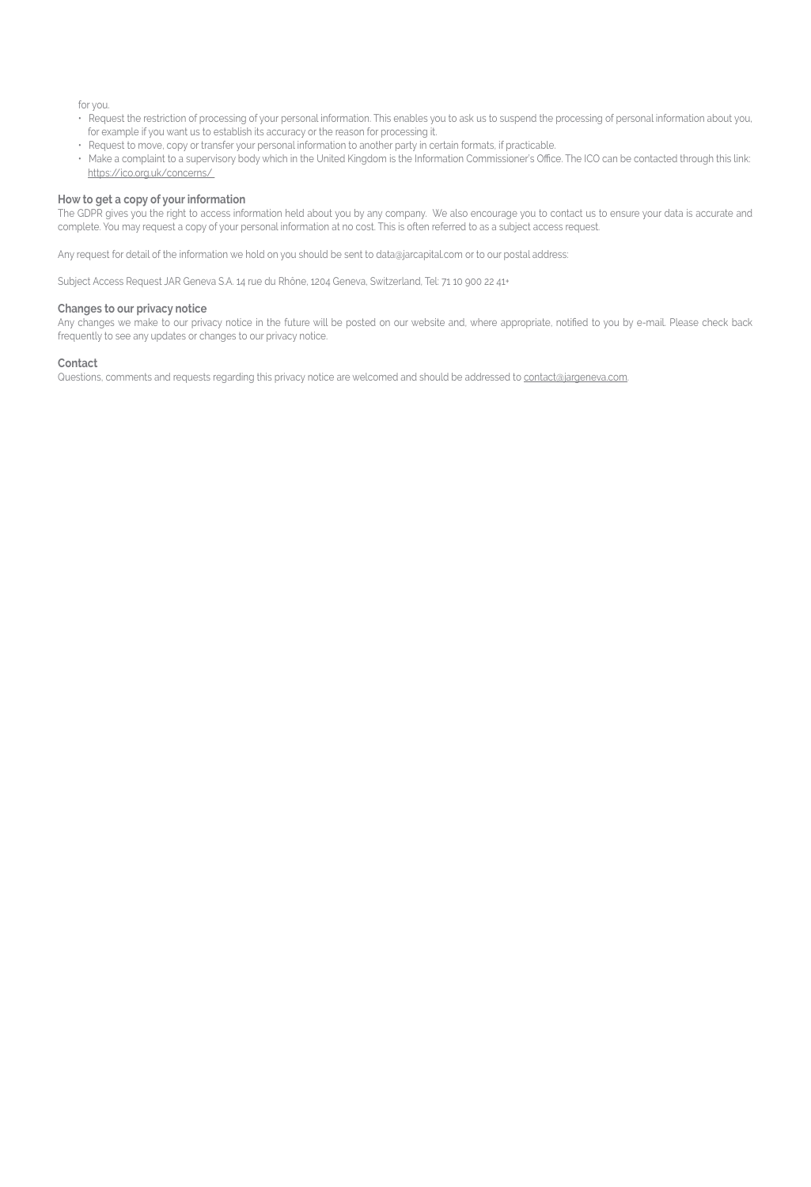for you.

- Request the restriction of processing of your personal information. This enables you to ask us to suspend the processing of personal information about you, for example if you want us to establish its accuracy or the reason for processing it.
- Request to move, copy or transfer your personal information to another party in certain formats, if practicable.
- Make a complaint to a supervisory body which in the United Kingdom is the Information Commissioner's Office. The ICO can be contacted through this link: https://ico.org.uk/concerns/

**How to get a copy of your information**

The GDPR gives you the right to access information held about you by any company. We also encourage you to contact us to ensure your data is accurate and complete. You may request a copy of your personal information at no cost. This is often referred to as a subject access request.

Any request for detail of the information we hold on you should be sent to data@jarcapital.com or to our postal address:

Subject Access Request JAR Geneva S.A. 14 rue du Rhône, 1204 Geneva, Switzerland, Tel: 71 10 900 22 41+

**Changes to our privacy notice**

Any changes we make to our privacy notice in the future will be posted on our website and, where appropriate, notified to you by e-mail. Please check back frequently to see any updates or changes to our privacy notice.

**Contact**

Questions, comments and requests regarding this privacy notice are welcomed and should be addressed to contact@jargeneva.com.